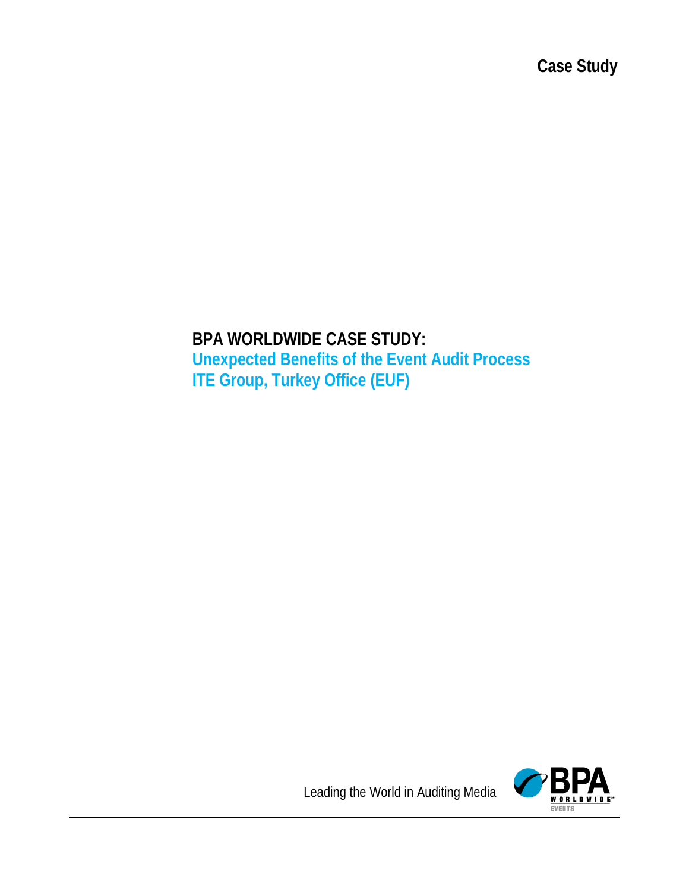Case Study

# BPA WORLDWIDE CASE STUDY:

## Unexpected Benefits of the Event Audit Process
## ITE Group, Turkey Office (EUF)

Leading the World in Auditing Media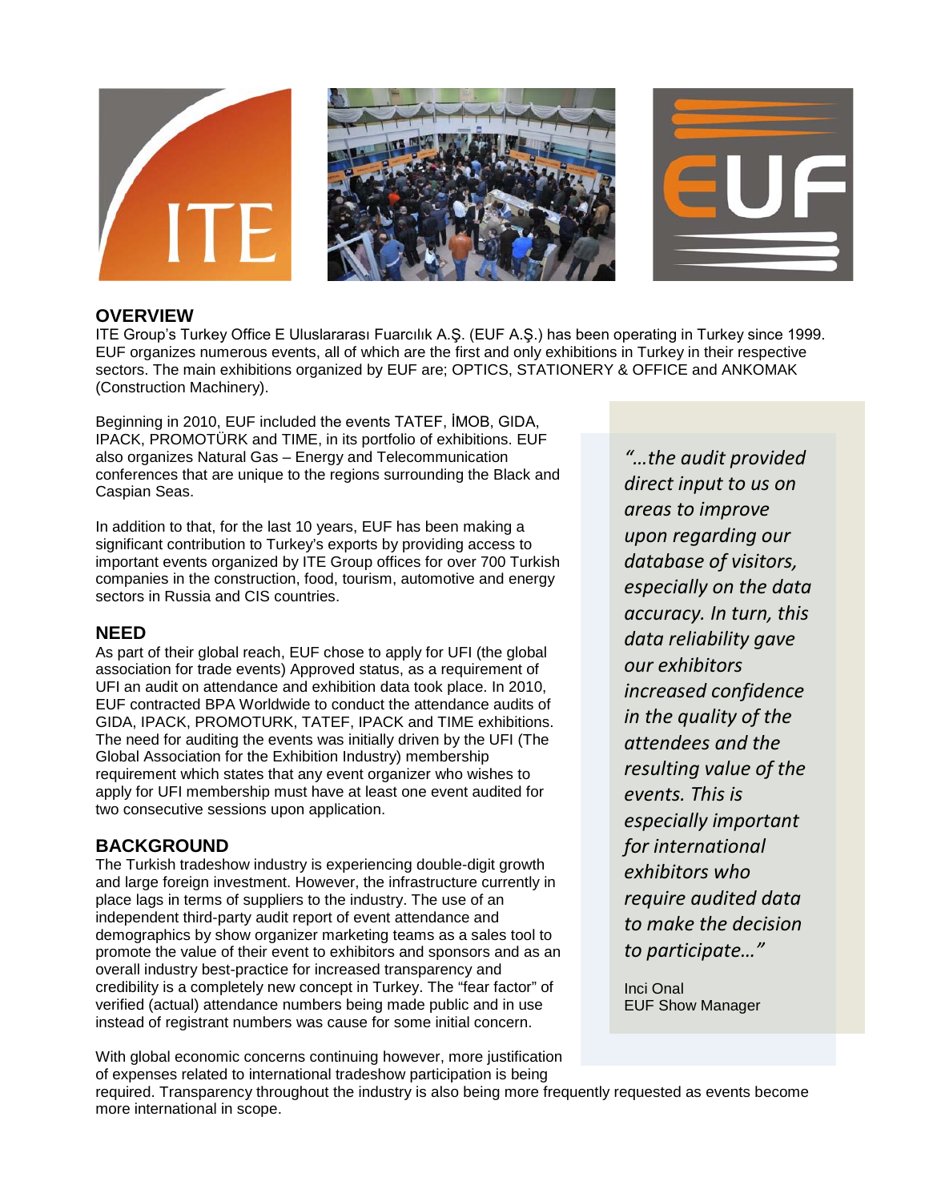## OVERVIEW

ITE Group's Turkey Office E Uluslararası Fuarcılık A.Ş. (EUF A.Ş.) has been operating in Turkey since 1999. EUF organizes numerous events, all of which are the first and only exhibitions in Turkey in their respective sectors. The main exhibitions organized by EUF are; OPTICS, STATIONERY & OFFICE and ANKOMAK (Construction Machinery).

Beginning in 2010, EUF included the events TATEF, İMOB, GIDA, IPACK, PROMOTÜRK and TIME, in its portfolio of exhibitions. EUF also organizes Natural Gas – Energy and Telecommunication conferences that are unique to the regions surrounding the Black and Caspian Seas.

In addition to that, for the last 10 years, EUF has been making a significant contribution to Turkey's exports by providing access to important events organized by ITE Group offices for over 700 Turkish companies in the construction, food, tourism, automotive and energy sectors in Russia and CIS countries.

## NEED

As part of their global reach, EUF chose to apply for UFI (the global association for trade events) Approved status, as a requirement of UFI an audit on attendance and exhibition data took place. In 2010, EUF contracted BPA Worldwide to conduct the attendance audits of GIDA, IPACK, PROMOTURK, TATEF, IPACK and TIME exhibitions. The need for auditing the events was initially driven by the UFI (The Global Association for the Exhibition Industry) membership requirement which states that any event organizer who wishes to apply for UFI membership must have at least one event audited for two consecutive sessions upon application.

## BACKGROUND

The Turkish tradeshow industry is experiencing double-digit growth and large foreign investment. However, the infrastructure currently in place lags in terms of suppliers to the industry. The use of an independent third-party audit report of event attendance and demographics by show organizer marketing teams as a sales tool to promote the value of their event to exhibitors and sponsors and as an overall industry best-practice for increased transparency and credibility is a completely new concept in Turkey. The "fear factor" of verified (actual) attendance numbers being made public and in use instead of registrant numbers was cause for some initial concern.

With global economic concerns continuing however, more justification of expenses related to international tradeshow participation is being required. Transparency throughout the industry is also being more frequently requested as events become more international in scope.

> *"…the audit provided direct input to us on areas to improve upon regarding our database of visitors, especially on the data accuracy. In turn, this data reliability gave our exhibitors increased confidence in the quality of the attendees and the resulting value of the events. This is especially important for international exhibitors who require audited data to make the decision to participate…"*
>
> Inci Onal
> EUF Show Manager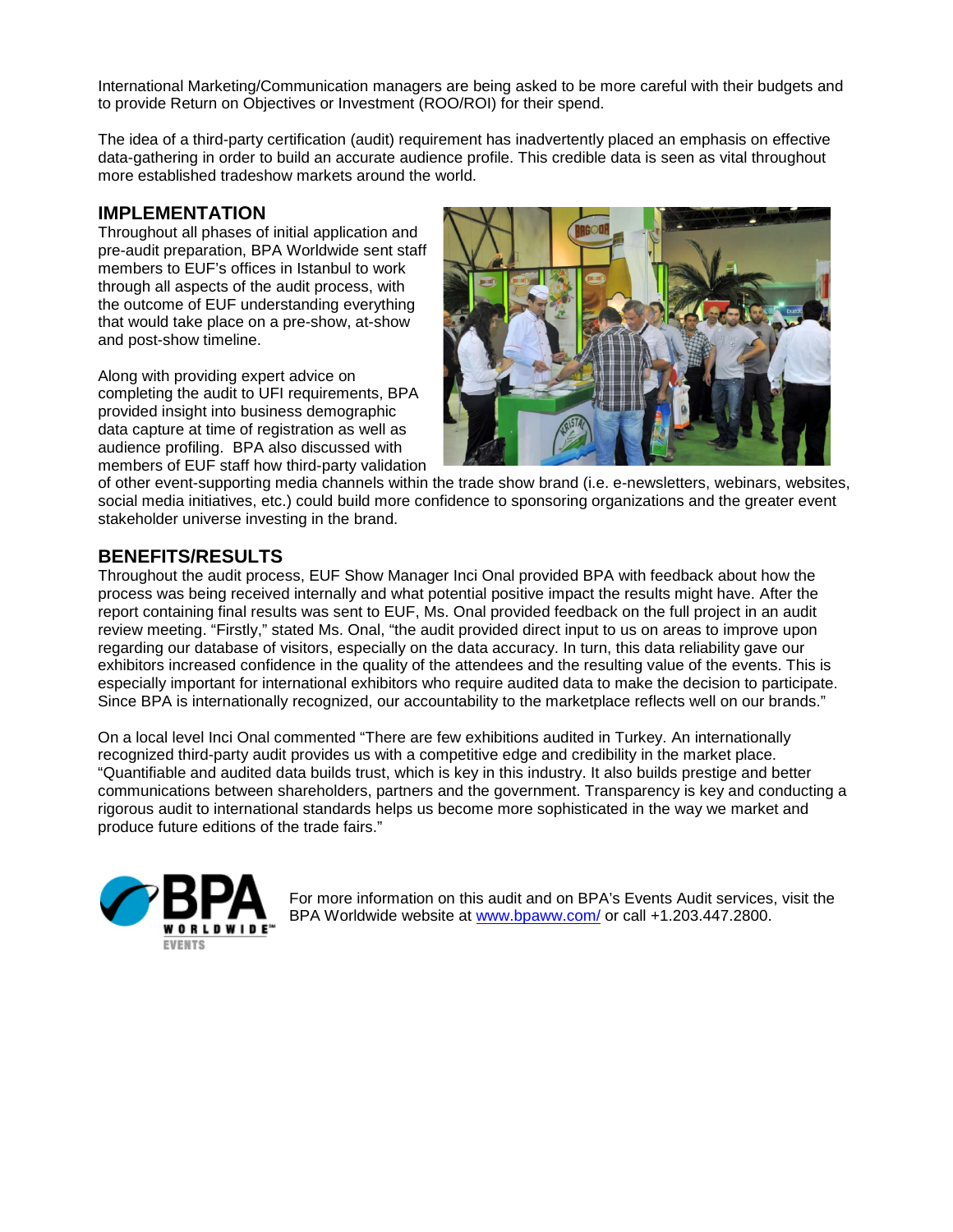International Marketing/Communication managers are being asked to be more careful with their budgets and to provide Return on Objectives or Investment (ROO/ROI) for their spend.

The idea of a third-party certification (audit) requirement has inadvertently placed an emphasis on effective data-gathering in order to build an accurate audience profile. This credible data is seen as vital throughout more established tradeshow markets around the world.

## IMPLEMENTATION

Throughout all phases of initial application and pre-audit preparation, BPA Worldwide sent staff members to EUF's offices in Istanbul to work through all aspects of the audit process, with the outcome of EUF understanding everything that would take place on a pre-show, at-show and post-show timeline.

Along with providing expert advice on completing the audit to UFI requirements, BPA provided insight into business demographic data capture at time of registration as well as audience profiling. BPA also discussed with members of EUF staff how third-party validation of other event-supporting media channels within the trade show brand (i.e. e-newsletters, webinars, websites, social media initiatives, etc.) could build more confidence to sponsoring organizations and the greater event stakeholder universe investing in the brand.

## BENEFITS/RESULTS

Throughout the audit process, EUF Show Manager Inci Onal provided BPA with feedback about how the process was being received internally and what potential positive impact the results might have. After the report containing final results was sent to EUF, Ms. Onal provided feedback on the full project in an audit review meeting. "Firstly," stated Ms. Onal, "the audit provided direct input to us on areas to improve upon regarding our database of visitors, especially on the data accuracy. In turn, this data reliability gave our exhibitors increased confidence in the quality of the attendees and the resulting value of the events. This is especially important for international exhibitors who require audited data to make the decision to participate. Since BPA is internationally recognized, our accountability to the marketplace reflects well on our brands."

On a local level Inci Onal commented "There are few exhibitions audited in Turkey. An internationally recognized third-party audit provides us with a competitive edge and credibility in the market place. "Quantifiable and audited data builds trust, which is key in this industry. It also builds prestige and better communications between shareholders, partners and the government. Transparency is key and conducting a rigorous audit to international standards helps us become more sophisticated in the way we market and produce future editions of the trade fairs."

BPA WORLDWIDE EVENTS

For more information on this audit and on BPA's Events Audit services, visit the BPA Worldwide website at [www.bpaww.com/](www.bpaww.com/) or call +1.203.447.2800.